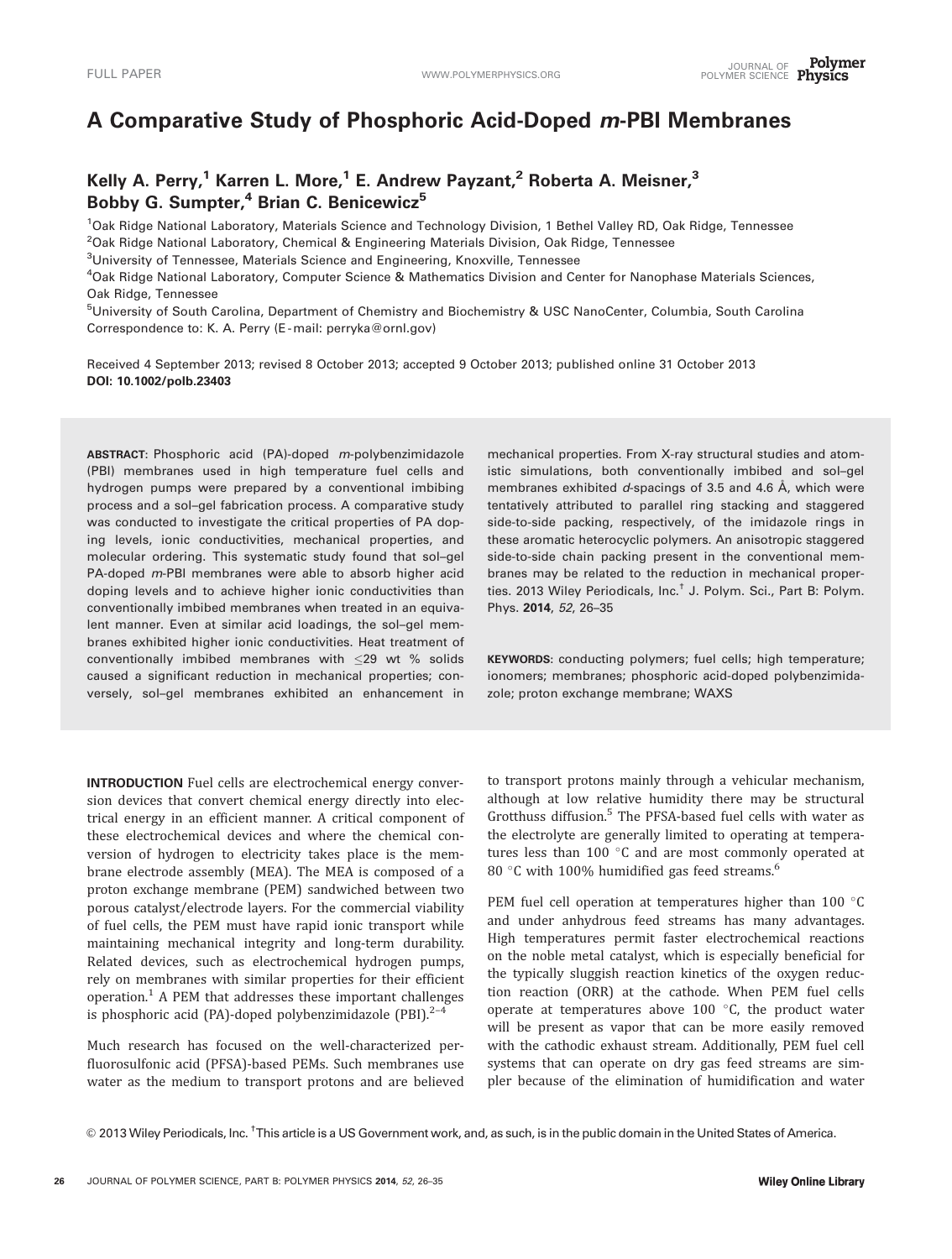# A Comparative Study of Phosphoric Acid-Doped *m*-PBI Membranes

**Kelly A. Perry,[1] Karren L. More,[1] E. Andrew Payzant,[2] Roberta A. Meisner,[3] Bobby G. Sumpter,[4] Brian C. Benicewicz[5]**

[1]Oak Ridge National Laboratory, Materials Science and Technology Division, 1 Bethel Valley RD, Oak Ridge, Tennessee
[2]Oak Ridge National Laboratory, Chemical & Engineering Materials Division, Oak Ridge, Tennessee
[3]University of Tennessee, Materials Science and Engineering, Knoxville, Tennessee
[4]Oak Ridge National Laboratory, Computer Science & Mathematics Division and Center for Nanophase Materials Sciences, Oak Ridge, Tennessee
[5]University of South Carolina, Department of Chemistry and Biochemistry & USC NanoCenter, Columbia, South Carolina
Correspondence to: K. A. Perry (E-mail: perryka@ornl.gov)

Received 4 September 2013; revised 8 October 2013; accepted 9 October 2013; published online 31 October 2013
**DOI: 10.1002/polb.23403**

**ABSTRACT**: Phosphoric acid (PA)-doped *m*-polybenzimidazole (PBI) membranes used in high temperature fuel cells and hydrogen pumps were prepared by a conventional imbibing process and a sol–gel fabrication process. A comparative study was conducted to investigate the critical properties of PA doping levels, ionic conductivities, mechanical properties, and molecular ordering. This systematic study found that sol–gel PA-doped *m*-PBI membranes were able to absorb higher acid doping levels and to achieve higher ionic conductivities than conventionally imbibed membranes when treated in an equivalent manner. Even at similar acid loadings, the sol–gel membranes exhibited higher ionic conductivities. Heat treatment of conventionally imbibed membranes with ≤29 wt % solids caused a significant reduction in mechanical properties; conversely, sol–gel membranes exhibited an enhancement in mechanical properties. From X-ray structural studies and atomistic simulations, both conventionally imbibed and sol–gel membranes exhibited *d*-spacings of 3.5 and 4.6 Å, which were tentatively attributed to parallel ring stacking and staggered side-to-side packing, respectively, of the imidazole rings in these aromatic heterocyclic polymers. An anisotropic staggered side-to-side chain packing present in the conventional membranes may be related to the reduction in mechanical properties. 2013 Wiley Periodicals, Inc.† J. Polym. Sci., Part B: Polym. Phys. **2014**, *52*, 26–35

**KEYWORDS**: conducting polymers; fuel cells; high temperature; ionomers; membranes; phosphoric acid-doped polybenzimidazole; proton exchange membrane; WAXS

**INTRODUCTION** Fuel cells are electrochemical energy conversion devices that convert chemical energy directly into electrical energy in an efficient manner. A critical component of these electrochemical devices and where the chemical conversion of hydrogen to electricity takes place is the membrane electrode assembly (MEA). The MEA is composed of a proton exchange membrane (PEM) sandwiched between two porous catalyst/electrode layers. For the commercial viability of fuel cells, the PEM must have rapid ionic transport while maintaining mechanical integrity and long-term durability. Related devices, such as electrochemical hydrogen pumps, rely on membranes with similar properties for their efficient operation.[1] A PEM that addresses these important challenges is phosphoric acid (PA)-doped polybenzimidazole (PBI).[2–4]

Much research has focused on the well-characterized perfluorosulfonic acid (PFSA)-based PEMs. Such membranes use water as the medium to transport protons and are believed to transport protons mainly through a vehicular mechanism, although at low relative humidity there may be structural Grotthuss diffusion.[5] The PFSA-based fuel cells with water as the electrolyte are generally limited to operating at temperatures less than 100 °C and are most commonly operated at 80 °C with 100% humidified gas feed streams.[6]

PEM fuel cell operation at temperatures higher than 100 °C and under anhydrous feed streams has many advantages. High temperatures permit faster electrochemical reactions on the noble metal catalyst, which is especially beneficial for the typically sluggish reaction kinetics of the oxygen reduction reaction (ORR) at the cathode. When PEM fuel cells operate at temperatures above 100 °C, the product water will be present as vapor that can be more easily removed with the cathodic exhaust stream. Additionally, PEM fuel cell systems that can operate on dry gas feed streams are simpler because of the elimination of humidification and water

© 2013 Wiley Periodicals, Inc. †This article is a US Government work, and, as such, is in the public domain in the United States of America.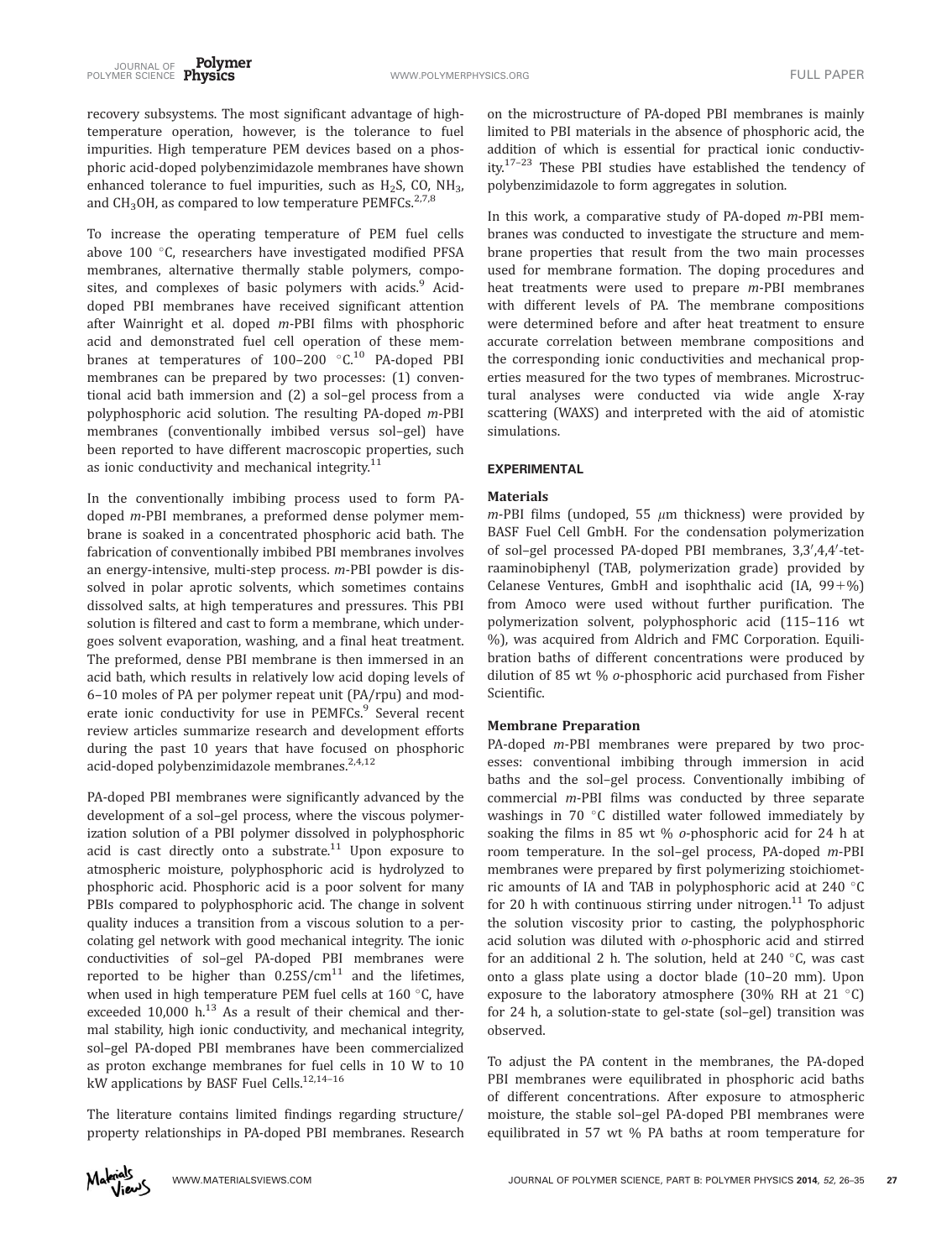recovery subsystems. The most significant advantage of high-temperature operation, however, is the tolerance to fuel impurities. High temperature PEM devices based on a phosphoric acid-doped polybenzimidazole membranes have shown enhanced tolerance to fuel impurities, such as $H_2S$, CO, $NH_3$, and $CH_3OH$, as compared to low temperature PEMFCs.[2,7,8]

To increase the operating temperature of PEM fuel cells above 100 °C, researchers have investigated modified PFSA membranes, alternative thermally stable polymers, composites, and complexes of basic polymers with acids.[9] Acid-doped PBI membranes have received significant attention after Wainright et al. doped *m*-PBI films with phosphoric acid and demonstrated fuel cell operation of these membranes at temperatures of 100–200 °C.[10] PA-doped PBI membranes can be prepared by two processes: (1) conventional acid bath immersion and (2) a sol–gel process from a polyphosphoric acid solution. The resulting PA-doped *m*-PBI membranes (conventionally imbibed versus sol–gel) have been reported to have different macroscopic properties, such as ionic conductivity and mechanical integrity.[11]

In the conventionally imbibing process used to form PA-doped *m*-PBI membranes, a preformed dense polymer membrane is soaked in a concentrated phosphoric acid bath. The fabrication of conventionally imbibed PBI membranes involves an energy-intensive, multi-step process. *m*-PBI powder is dissolved in polar aprotic solvents, which sometimes contains dissolved salts, at high temperatures and pressures. This PBI solution is filtered and cast to form a membrane, which undergoes solvent evaporation, washing, and a final heat treatment. The preformed, dense PBI membrane is then immersed in an acid bath, which results in relatively low acid doping levels of 6–10 moles of PA per polymer repeat unit (PA/rpu) and moderate ionic conductivity for use in PEMFCs.[9] Several recent review articles summarize research and development efforts during the past 10 years that have focused on phosphoric acid-doped polybenzimidazole membranes.[2,4,12]

PA-doped PBI membranes were significantly advanced by the development of a sol–gel process, where the viscous polymerization solution of a PBI polymer dissolved in polyphosphoric acid is cast directly onto a substrate.[11] Upon exposure to atmospheric moisture, polyphosphoric acid is hydrolyzed to phosphoric acid. Phosphoric acid is a poor solvent for many PBIs compared to polyphosphoric acid. The change in solvent quality induces a transition from a viscous solution to a percolating gel network with good mechanical integrity. The ionic conductivities of sol–gel PA-doped PBI membranes were reported to be higher than 0.25S/cm[11] and the lifetimes, when used in high temperature PEM fuel cells at 160 °C, have exceeded 10,000 h.[13] As a result of their chemical and thermal stability, high ionic conductivity, and mechanical integrity, sol–gel PA-doped PBI membranes have been commercialized as proton exchange membranes for fuel cells in 10 W to 10 kW applications by BASF Fuel Cells.[12,14–16]

The literature contains limited findings regarding structure/property relationships in PA-doped PBI membranes. Research on the microstructure of PA-doped PBI membranes is mainly limited to PBI materials in the absence of phosphoric acid, the addition of which is essential for practical ionic conductivity.[17–23] These PBI studies have established the tendency of polybenzimidazole to form aggregates in solution.

In this work, a comparative study of PA-doped *m*-PBI membranes was conducted to investigate the structure and membrane properties that result from the two main processes used for membrane formation. The doping procedures and heat treatments were used to prepare *m*-PBI membranes with different levels of PA. The membrane compositions were determined before and after heat treatment to ensure accurate correlation between membrane compositions and the corresponding ionic conductivities and mechanical properties measured for the two types of membranes. Microstructural analyses were conducted via wide angle X-ray scattering (WAXS) and interpreted with the aid of atomistic simulations.

## EXPERIMENTAL

### Materials

*m*-PBI films (undoped, 55 $\mu$m thickness) were provided by BASF Fuel Cell GmbH. For the condensation polymerization of sol–gel processed PA-doped PBI membranes, 3,3′,4,4′-tetraaminobiphenyl (TAB, polymerization grade) provided by Celanese Ventures, GmbH and isophthalic acid (IA, 99+%) from Amoco were used without further purification. The polymerization solvent, polyphosphoric acid (115–116 wt %), was acquired from Aldrich and FMC Corporation. Equilibration baths of different concentrations were produced by dilution of 85 wt % *o*-phosphoric acid purchased from Fisher Scientific.

### Membrane Preparation

PA-doped *m*-PBI membranes were prepared by two processes: conventional imbibing through immersion in acid baths and the sol–gel process. Conventionally imbibing of commercial *m*-PBI films was conducted by three separate washings in 70 °C distilled water followed immediately by soaking the films in 85 wt % *o*-phosphoric acid for 24 h at room temperature. In the sol–gel process, PA-doped *m*-PBI membranes were prepared by first polymerizing stoichiometric amounts of IA and TAB in polyphosphoric acid at 240 °C for 20 h with continuous stirring under nitrogen.[11] To adjust the solution viscosity prior to casting, the polyphosphoric acid solution was diluted with *o*-phosphoric acid and stirred for an additional 2 h. The solution, held at 240 °C, was cast onto a glass plate using a doctor blade (10–20 mm). Upon exposure to the laboratory atmosphere (30% RH at 21 °C) for 24 h, a solution-state to gel-state (sol–gel) transition was observed.

To adjust the PA content in the membranes, the PA-doped PBI membranes were equilibrated in phosphoric acid baths of different concentrations. After exposure to atmospheric moisture, the stable sol–gel PA-doped PBI membranes were equilibrated in 57 wt % PA baths at room temperature for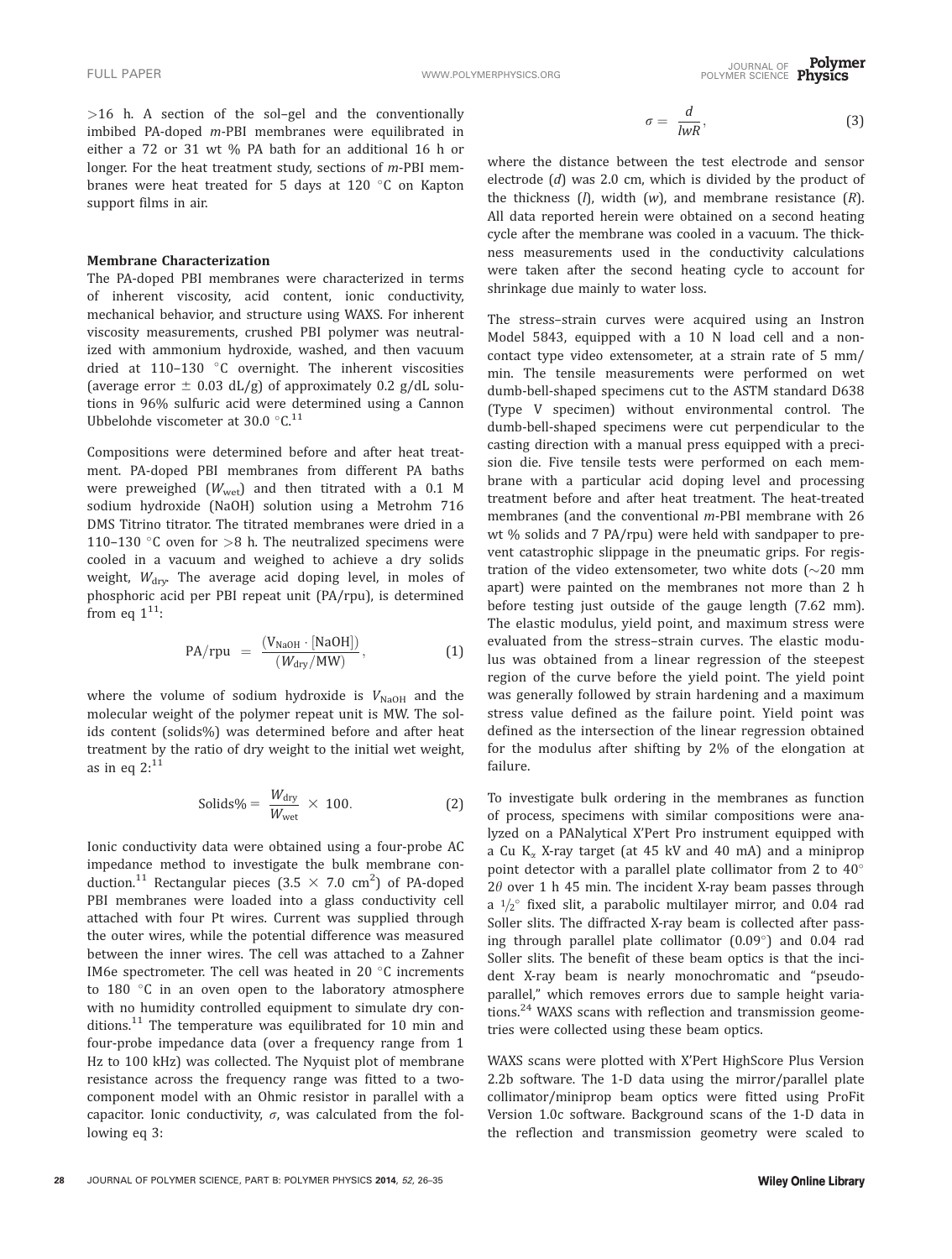>16 h. A section of the sol–gel and the conventionally imbibed PA-doped *m*-PBI membranes were equilibrated in either a 72 or 31 wt % PA bath for an additional 16 h or longer. For the heat treatment study, sections of *m*-PBI membranes were heat treated for 5 days at 120 °C on Kapton support films in air.

### Membrane Characterization

The PA-doped PBI membranes were characterized in terms of inherent viscosity, acid content, ionic conductivity, mechanical behavior, and structure using WAXS. For inherent viscosity measurements, crushed PBI polymer was neutralized with ammonium hydroxide, washed, and then vacuum dried at 110–130 °C overnight. The inherent viscosities (average error ± 0.03 dL/g) of approximately 0.2 g/dL solutions in 96% sulfuric acid were determined using a Cannon Ubbelohde viscometer at 30.0 °C.[11]

Compositions were determined before and after heat treatment. PA-doped PBI membranes from different PA baths were preweighed ($W_{wet}$) and then titrated with a 0.1 M sodium hydroxide (NaOH) solution using a Metrohm 716 DMS Titrino titrator. The titrated membranes were dried in a 110–130 °C oven for >8 h. The neutralized specimens were cooled in a vacuum and weighed to achieve a dry solids weight, $W_{dry}$. The average acid doping level, in moles of phosphoric acid per PBI repeat unit (PA/rpu), is determined from eq 1[11]:

$$\text{PA/rpu} = \frac{(V_{\text{NaOH}} \cdot [\text{NaOH}])}{(W_{\text{dry}}/\text{MW})}, \tag{1}$$

where the volume of sodium hydroxide is $V_{NaOH}$ and the molecular weight of the polymer repeat unit is MW. The solids content (solids%) was determined before and after heat treatment by the ratio of dry weight to the initial wet weight, as in eq 2:[11]

$$\text{Solids\%} = \frac{W_{\text{dry}}}{W_{\text{wet}}} \times 100. \tag{2}$$

Ionic conductivity data were obtained using a four-probe AC impedance method to investigate the bulk membrane conduction.[11] Rectangular pieces (3.5 × 7.0 cm$^2$) of PA-doped PBI membranes were loaded into a glass conductivity cell attached with four Pt wires. Current was supplied through the outer wires, while the potential difference was measured between the inner wires. The cell was attached to a Zahner IM6e spectrometer. The cell was heated in 20 °C increments to 180 °C in an oven open to the laboratory atmosphere with no humidity controlled equipment to simulate dry conditions.[11] The temperature was equilibrated for 10 min and four-probe impedance data (over a frequency range from 1 Hz to 100 kHz) was collected. The Nyquist plot of membrane resistance across the frequency range was fitted to a two-component model with an Ohmic resistor in parallel with a capacitor. Ionic conductivity, $\sigma$, was calculated from the following eq 3:

$$\sigma = \frac{d}{lwR}, \tag{3}$$

where the distance between the test electrode and sensor electrode ($d$) was 2.0 cm, which is divided by the product of the thickness ($l$), width ($w$), and membrane resistance ($R$). All data reported herein were obtained on a second heating cycle after the membrane was cooled in a vacuum. The thickness measurements used in the conductivity calculations were taken after the second heating cycle to account for shrinkage due mainly to water loss.

The stress–strain curves were acquired using an Instron Model 5843, equipped with a 10 N load cell and a non-contact type video extensometer, at a strain rate of 5 mm/min. The tensile measurements were performed on wet dumb-bell-shaped specimens cut to the ASTM standard D638 (Type V specimen) without environmental control. The dumb-bell-shaped specimens were cut perpendicular to the casting direction with a manual press equipped with a precision die. Five tensile tests were performed on each membrane with a particular acid doping level and processing treatment before and after heat treatment. The heat-treated membranes (and the conventional *m*-PBI membrane with 26 wt % solids and 7 PA/rpu) were held with sandpaper to prevent catastrophic slippage in the pneumatic grips. For registration of the video extensometer, two white dots (~20 mm apart) were painted on the membranes not more than 2 h before testing just outside of the gauge length (7.62 mm). The elastic modulus, yield point, and maximum stress were evaluated from the stress–strain curves. The elastic modulus was obtained from a linear regression of the steepest region of the curve before the yield point. The yield point was generally followed by strain hardening and a maximum stress value defined as the failure point. Yield point was defined as the intersection of the linear regression obtained for the modulus after shifting by 2% of the elongation at failure.

To investigate bulk ordering in the membranes as function of process, specimens with similar compositions were analyzed on a PANalytical X'Pert Pro instrument equipped with a Cu K$_\alpha$ X-ray target (at 45 kV and 40 mA) and a miniprop point detector with a parallel plate collimator from 2 to 40° 2$\theta$ over 1 h 45 min. The incident X-ray beam passes through a ½° fixed slit, a parabolic multilayer mirror, and 0.04 rad Soller slits. The diffracted X-ray beam is collected after passing through parallel plate collimator (0.09°) and 0.04 rad Soller slits. The benefit of these beam optics is that the incident X-ray beam is nearly monochromatic and "pseudo-parallel," which removes errors due to sample height variations.[24] WAXS scans with reflection and transmission geometries were collected using these beam optics.

WAXS scans were plotted with X'Pert HighScore Plus Version 2.2b software. The 1-D data using the mirror/parallel plate collimator/miniprop beam optics were fitted using ProFit Version 1.0c software. Background scans of the 1-D data in the reflection and transmission geometry were scaled to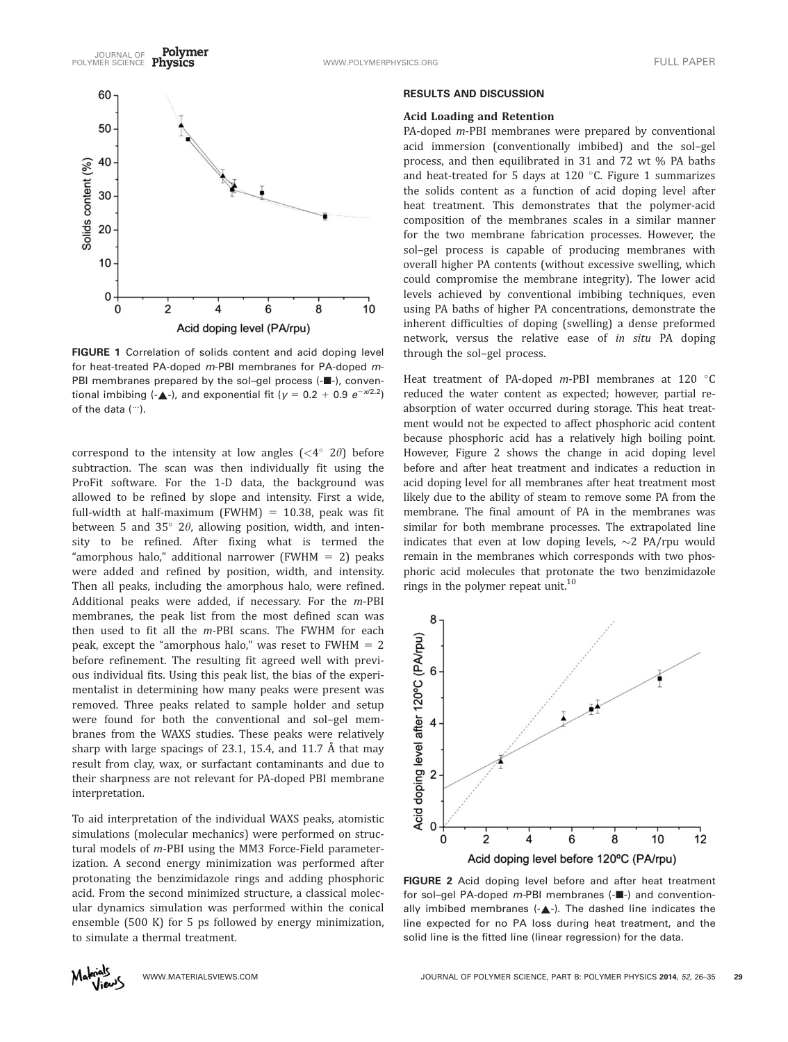correspond to the intensity at low angles ($<4°$ $2\theta$) before subtraction. The scan was then individually fit using the ProFit software. For the 1-D data, the background was allowed to be refined by slope and intensity. First a wide, full-width at half-maximum (FWHM) = 10.38, peak was fit between 5 and 35° $2\theta$, allowing position, width, and intensity to be refined. After fixing what is termed the "amorphous halo," additional narrower (FWHM = 2) peaks were added and refined by position, width, and intensity. Then all peaks, including the amorphous halo, were refined. Additional peaks were added, if necessary. For the *m*-PBI membranes, the peak list from the most defined scan was then used to fit all the *m*-PBI scans. The FWHM for each peak, except the "amorphous halo," was reset to FWHM = 2 before refinement. The resulting fit agreed well with previous individual fits. Using this peak list, the bias of the experimentalist in determining how many peaks were present was removed. Three peaks related to sample holder and setup were found for both the conventional and sol–gel membranes from the WAXS studies. These peaks were relatively sharp with large spacings of 23.1, 15.4, and 11.7 Å that may result from clay, wax, or surfactant contaminants and due to their sharpness are not relevant for PA-doped PBI membrane interpretation.

To aid interpretation of the individual WAXS peaks, atomistic simulations (molecular mechanics) were performed on structural models of *m*-PBI using the MM3 Force-Field parameterization. A second energy minimization was performed after protonating the benzimidazole rings and adding phosphoric acid. From the second minimized structure, a classical molecular dynamics simulation was performed within the conical ensemble (500 K) for 5 ps followed by energy minimization, to simulate a thermal treatment.

FIGURE 1 Correlation of solids content and acid doping level for heat-treated PA-doped *m*-PBI membranes for PA-doped *m*-PBI membranes prepared by the sol–gel process (-■-), conventional imbibing (-▲-), and exponential fit ($y = 0.2 + 0.9\ e^{-x/2.2}$) of the data (···).

## RESULTS AND DISCUSSION

### Acid Loading and Retention

PA-doped *m*-PBI membranes were prepared by conventional acid immersion (conventionally imbibed) and the sol–gel process, and then equilibrated in 31 and 72 wt % PA baths and heat-treated for 5 days at 120 °C. Figure 1 summarizes the solids content as a function of acid doping level after heat treatment. This demonstrates that the polymer-acid composition of the membranes scales in a similar manner for the two membrane fabrication processes. However, the sol–gel process is capable of producing membranes with overall higher PA contents (without excessive swelling, which could compromise the membrane integrity). The lower acid levels achieved by conventional imbibing techniques, even using PA baths of higher PA concentrations, demonstrate the inherent difficulties of doping (swelling) a dense preformed network, versus the relative ease of *in situ* PA doping through the sol–gel process.

Heat treatment of PA-doped *m*-PBI membranes at 120 °C reduced the water content as expected; however, partial reabsorption of water occurred during storage. This heat treatment would not be expected to affect phosphoric acid content because phosphoric acid has a relatively high boiling point. However, Figure 2 shows the change in acid doping level before and after heat treatment and indicates a reduction in acid doping level for all membranes after heat treatment most likely due to the ability of steam to remove some PA from the membrane. The final amount of PA in the membranes was similar for both membrane processes. The extrapolated line indicates that even at low doping levels, ~2 PA/rpu would remain in the membranes which corresponds with two phosphoric acid molecules that protonate the two benzimidazole rings in the polymer repeat unit.[10]

FIGURE 2 Acid doping level before and after heat treatment for sol–gel PA-doped *m*-PBI membranes (-■-) and conventionally imbibed membranes (-▲-). The dashed line indicates the line expected for no PA loss during heat treatment, and the solid line is the fitted line (linear regression) for the data.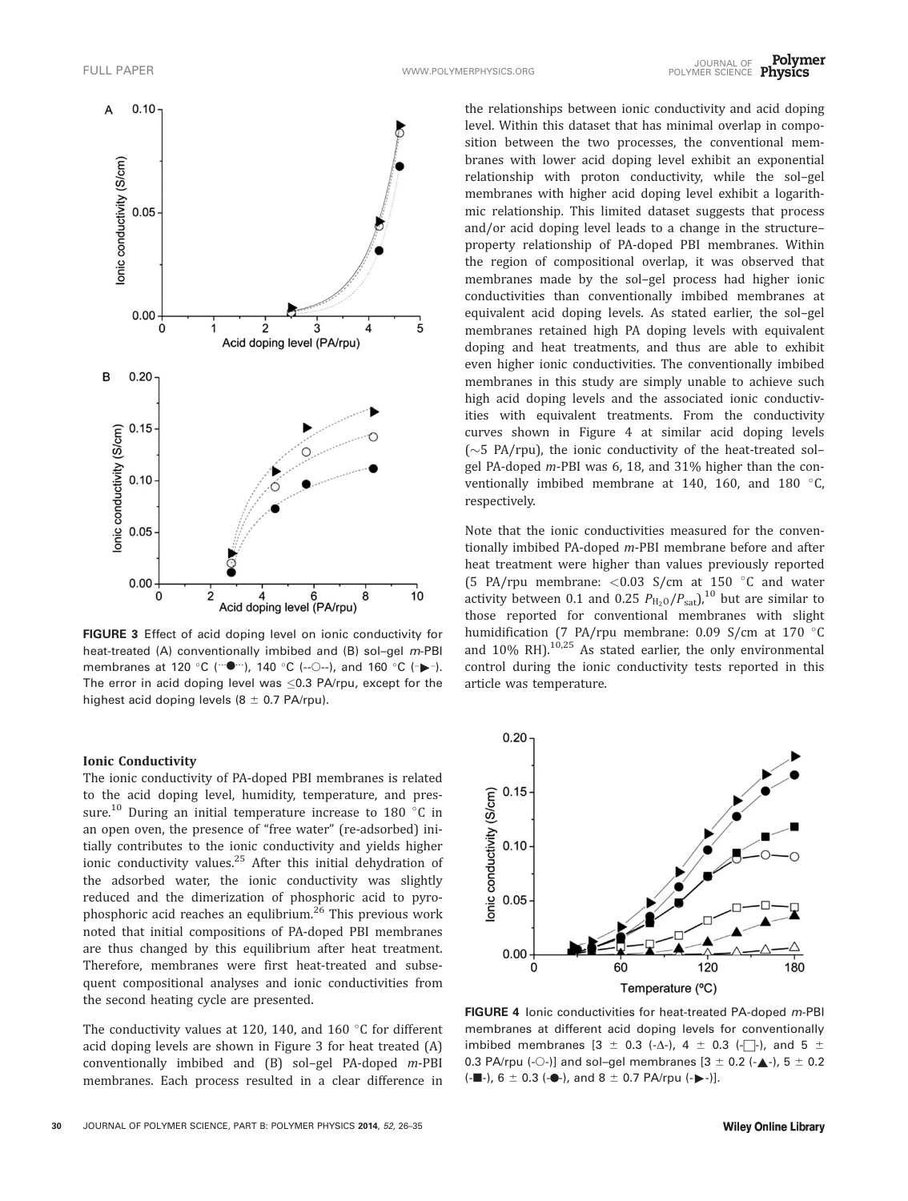FIGURE 3 Effect of acid doping level on ionic conductivity for heat-treated (A) conventionally imbibed and (B) sol–gel *m*-PBI membranes at 120 °C (···●···), 140 °C (--○--), and 160 °C (-▶-). The error in acid doping level was ≤0.3 PA/rpu, except for the highest acid doping levels (8 ± 0.7 PA/rpu).

#### Ionic Conductivity

The ionic conductivity of PA-doped PBI membranes is related to the acid doping level, humidity, temperature, and pressure.[10] During an initial temperature increase to 180 °C in an open oven, the presence of "free water" (re-adsorbed) initially contributes to the ionic conductivity and yields higher ionic conductivity values.[25] After this initial dehydration of the adsorbed water, the ionic conductivity was slightly reduced and the dimerization of phosphoric acid to pyrophosphoric acid reaches an equlibrium.[26] This previous work noted that initial compositions of PA-doped PBI membranes are thus changed by this equilibrium after heat treatment. Therefore, membranes were first heat-treated and subsequent compositional analyses and ionic conductivities from the second heating cycle are presented.

The conductivity values at 120, 140, and 160 °C for different acid doping levels are shown in Figure 3 for heat treated (A) conventionally imbibed and (B) sol–gel PA-doped *m*-PBI membranes. Each process resulted in a clear difference in the relationships between ionic conductivity and acid doping level. Within this dataset that has minimal overlap in composition between the two processes, the conventional membranes with lower acid doping level exhibit an exponential relationship with proton conductivity, while the sol–gel membranes with higher acid doping level exhibit a logarithmic relationship. This limited dataset suggests that process and/or acid doping level leads to a change in the structure–property relationship of PA-doped PBI membranes. Within the region of compositional overlap, it was observed that membranes made by the sol–gel process had higher ionic conductivities than conventionally imbibed membranes at equivalent acid doping levels. As stated earlier, the sol–gel membranes retained high PA doping levels with equivalent doping and heat treatments, and thus are able to exhibit even higher ionic conductivities. The conventionally imbibed membranes in this study are simply unable to achieve such high acid doping levels and the associated ionic conductivities with equivalent treatments. From the conductivity curves shown in Figure 4 at similar acid doping levels (~5 PA/rpu), the ionic conductivity of the heat-treated sol–gel PA-doped *m*-PBI was 6, 18, and 31% higher than the conventionally imbibed membrane at 140, 160, and 180 °C, respectively.

Note that the ionic conductivities measured for the conventionally imbibed PA-doped *m*-PBI membrane before and after heat treatment were higher than values previously reported (5 PA/rpu membrane: <0.03 S/cm at 150 °C and water activity between 0.1 and 0.25 $P_{H_2O}/P_{sat}$),[10] but are similar to those reported for conventional membranes with slight humidification (7 PA/rpu membrane: 0.09 S/cm at 170 °C and 10% RH).[10,25] As stated earlier, the only environmental control during the ionic conductivity tests reported in this article was temperature.

FIGURE 4 Ionic conductivities for heat-treated PA-doped *m*-PBI membranes at different acid doping levels for conventionally imbibed membranes [3 ± 0.3 (-Δ-), 4 ± 0.3 (-□-), and 5 ± 0.3 PA/rpu (-○-)] and sol–gel membranes [3 ± 0.2 (-▲-), 5 ± 0.2 (-■-), 6 ± 0.3 (-●-), and 8 ± 0.7 PA/rpu (-▶-)].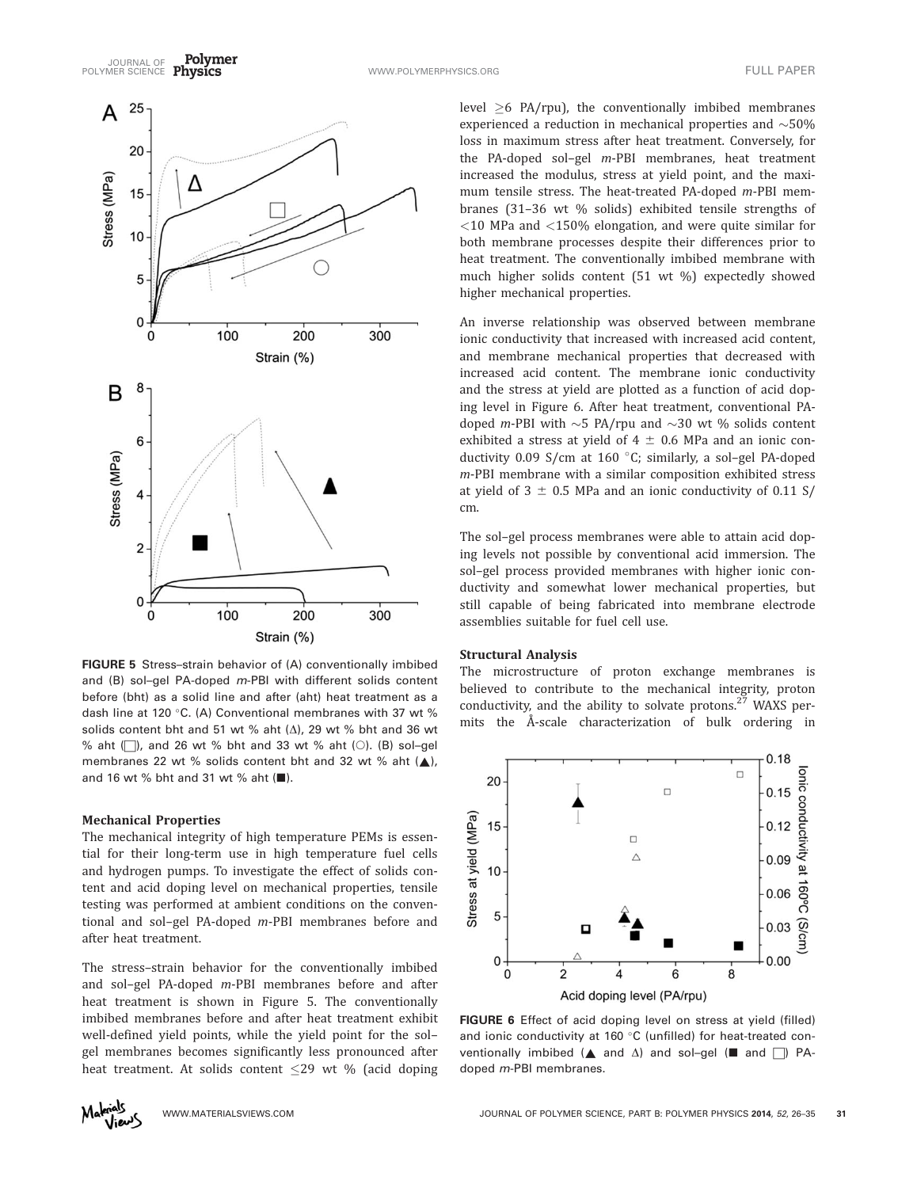FIGURE 5 Stress–strain behavior of (A) conventionally imbibed and (B) sol–gel PA-doped *m*-PBI with different solids content before (bht) as a solid line and after (aht) heat treatment as a dash line at 120 °C. (A) Conventional membranes with 37 wt % solids content bht and 51 wt % aht (Δ), 29 wt % bht and 36 wt % aht (□), and 26 wt % bht and 33 wt % aht (○). (B) sol–gel membranes 22 wt % solids content bht and 32 wt % aht (▲), and 16 wt % bht and 31 wt % aht (■).

### Mechanical Properties

The mechanical integrity of high temperature PEMs is essential for their long-term use in high temperature fuel cells and hydrogen pumps. To investigate the effect of solids content and acid doping level on mechanical properties, tensile testing was performed at ambient conditions on the conventional and sol–gel PA-doped *m*-PBI membranes before and after heat treatment.

The stress–strain behavior for the conventionally imbibed and sol–gel PA-doped *m*-PBI membranes before and after heat treatment is shown in Figure 5. The conventionally imbibed membranes before and after heat treatment exhibit well-defined yield points, while the yield point for the sol–gel membranes becomes significantly less pronounced after heat treatment. At solids content ≤29 wt % (acid doping level ≥6 PA/rpu), the conventionally imbibed membranes experienced a reduction in mechanical properties and ~50% loss in maximum stress after heat treatment. Conversely, for the PA-doped sol–gel *m*-PBI membranes, heat treatment increased the modulus, stress at yield point, and the maximum tensile stress. The heat-treated PA-doped *m*-PBI membranes (31–36 wt % solids) exhibited tensile strengths of <10 MPa and <150% elongation, and were quite similar for both membrane processes despite their differences prior to heat treatment. The conventionally imbibed membrane with much higher solids content (51 wt %) expectedly showed higher mechanical properties.

An inverse relationship was observed between membrane ionic conductivity that increased with increased acid content, and membrane mechanical properties that decreased with increased acid content. The membrane ionic conductivity and the stress at yield are plotted as a function of acid doping level in Figure 6. After heat treatment, conventional PA-doped *m*-PBI with ~5 PA/rpu and ~30 wt % solids content exhibited a stress at yield of 4 ± 0.6 MPa and an ionic conductivity 0.09 S/cm at 160 °C; similarly, a sol–gel PA-doped *m*-PBI membrane with a similar composition exhibited stress at yield of 3 ± 0.5 MPa and an ionic conductivity of 0.11 S/cm.

The sol–gel process membranes were able to attain acid doping levels not possible by conventional acid immersion. The sol–gel process provided membranes with higher ionic conductivity and somewhat lower mechanical properties, but still capable of being fabricated into membrane electrode assemblies suitable for fuel cell use.

### Structural Analysis

The microstructure of proton exchange membranes is believed to contribute to the mechanical integrity, proton conductivity, and the ability to solvate protons.[27] WAXS permits the Å-scale characterization of bulk ordering in

FIGURE 6 Effect of acid doping level on stress at yield (filled) and ionic conductivity at 160 °C (unfilled) for heat-treated conventionally imbibed (▲ and Δ) and sol–gel (■ and □) PA-doped *m*-PBI membranes.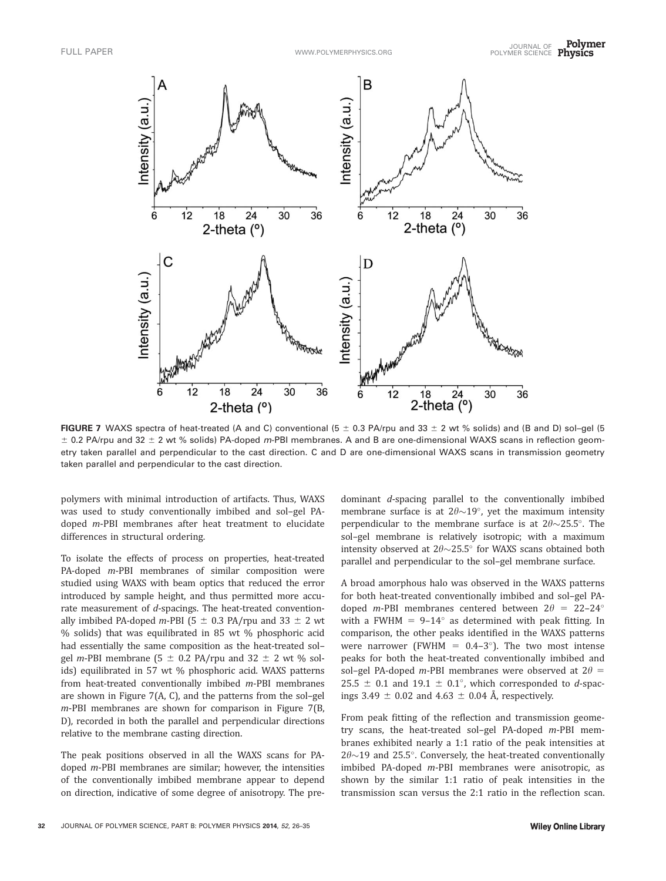FIGURE 7 WAXS spectra of heat-treated (A and C) conventional (5 ± 0.3 PA/rpu and 33 ± 2 wt % solids) and (B and D) sol–gel (5 ± 0.2 PA/rpu and 32 ± 2 wt % solids) PA-doped *m*-PBI membranes. A and B are one-dimensional WAXS scans in reflection geometry taken parallel and perpendicular to the cast direction. C and D are one-dimensional WAXS scans in transmission geometry taken parallel and perpendicular to the cast direction.

polymers with minimal introduction of artifacts. Thus, WAXS was used to study conventionally imbibed and sol–gel PA-doped *m*-PBI membranes after heat treatment to elucidate differences in structural ordering.

To isolate the effects of process on properties, heat-treated PA-doped *m*-PBI membranes of similar composition were studied using WAXS with beam optics that reduced the error introduced by sample height, and thus permitted more accurate measurement of *d*-spacings. The heat-treated conventionally imbibed PA-doped *m*-PBI (5 ± 0.3 PA/rpu and 33 ± 2 wt % solids) that was equilibrated in 85 wt % phosphoric acid had essentially the same composition as the heat-treated sol–gel *m*-PBI membrane (5 ± 0.2 PA/rpu and 32 ± 2 wt % solids) equilibrated in 57 wt % phosphoric acid. WAXS patterns from heat-treated conventionally imbibed *m*-PBI membranes are shown in Figure 7(A, C), and the patterns from the sol–gel *m*-PBI membranes are shown for comparison in Figure 7(B, D), recorded in both the parallel and perpendicular directions relative to the membrane casting direction.

The peak positions observed in all the WAXS scans for PA-doped *m*-PBI membranes are similar; however, the intensities of the conventionally imbibed membrane appear to depend on direction, indicative of some degree of anisotropy. The predominant *d*-spacing parallel to the conventionally imbibed membrane surface is at $2\theta \sim 19°$, yet the maximum intensity perpendicular to the membrane surface is at $2\theta \sim 25.5°$. The sol–gel membrane is relatively isotropic; with a maximum intensity observed at $2\theta \sim 25.5°$ for WAXS scans obtained both parallel and perpendicular to the sol–gel membrane surface.

A broad amorphous halo was observed in the WAXS patterns for both heat-treated conventionally imbibed and sol–gel PA-doped *m*-PBI membranes centered between $2\theta = 22$–$24°$ with a FWHM = 9–14° as determined with peak fitting. In comparison, the other peaks identified in the WAXS patterns were narrower (FWHM = 0.4–3°). The two most intense peaks for both the heat-treated conventionally imbibed and sol–gel PA-doped *m*-PBI membranes were observed at $2\theta = 25.5 \pm 0.1$ and $19.1 \pm 0.1°$, which corresponded to *d*-spacings 3.49 ± 0.02 and 4.63 ± 0.04 Å, respectively.

From peak fitting of the reflection and transmission geometry scans, the heat-treated sol–gel PA-doped *m*-PBI membranes exhibited nearly a 1:1 ratio of the peak intensities at $2\theta \sim 19$ and 25.5°. Conversely, the heat-treated conventionally imbibed PA-doped *m*-PBI membranes were anisotropic, as shown by the similar 1:1 ratio of peak intensities in the transmission scan versus the 2:1 ratio in the reflection scan.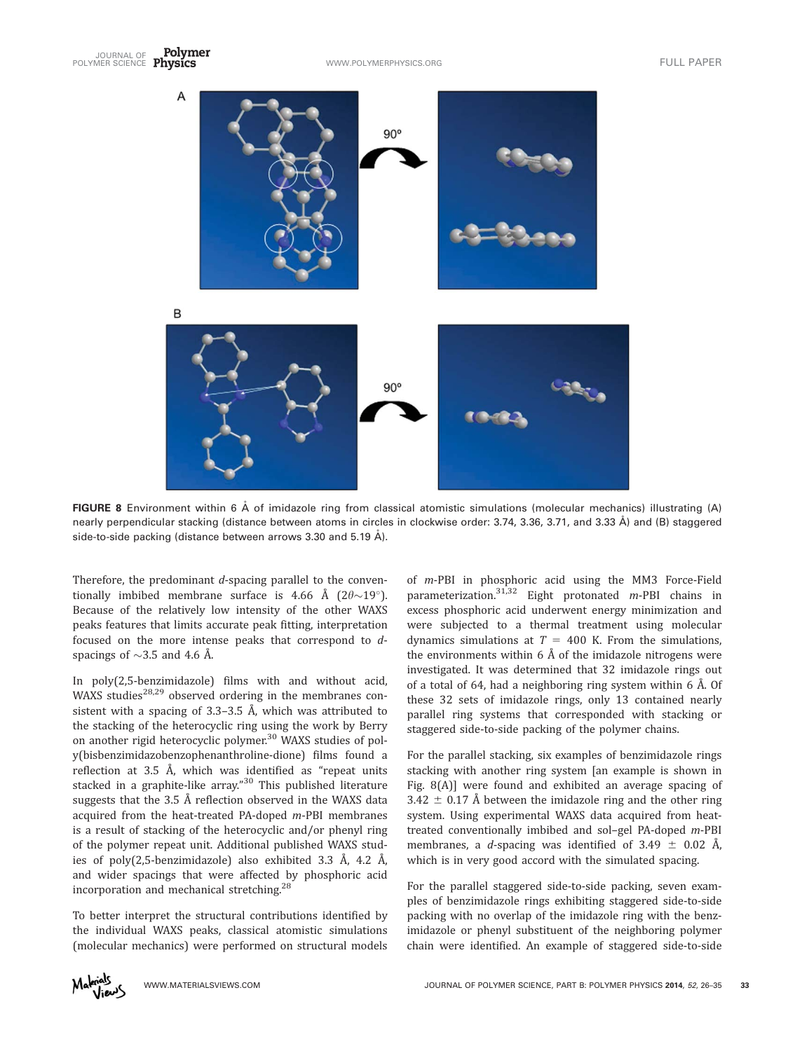FIGURE 8 Environment within 6 Å of imidazole ring from classical atomistic simulations (molecular mechanics) illustrating (A) nearly perpendicular stacking (distance between atoms in circles in clockwise order: 3.74, 3.36, 3.71, and 3.33 Å) and (B) staggered side-to-side packing (distance between arrows 3.30 and 5.19 Å).

Therefore, the predominant *d*-spacing parallel to the conventionally imbibed membrane surface is 4.66 Å ($2\theta \sim 19°$). Because of the relatively low intensity of the other WAXS peaks features that limits accurate peak fitting, interpretation focused on the more intense peaks that correspond to *d*-spacings of ~3.5 and 4.6 Å.

In poly(2,5-benzimidazole) films with and without acid, WAXS studies[28,29] observed ordering in the membranes consistent with a spacing of 3.3–3.5 Å, which was attributed to the stacking of the heterocyclic ring using the work by Berry on another rigid heterocyclic polymer.[30] WAXS studies of poly(bisbenzimidazobenzophenanthroline-dione) films found a reflection at 3.5 Å, which was identified as "repeat units stacked in a graphite-like array."[30] This published literature suggests that the 3.5 Å reflection observed in the WAXS data acquired from the heat-treated PA-doped *m*-PBI membranes is a result of stacking of the heterocyclic and/or phenyl ring of the polymer repeat unit. Additional published WAXS studies of poly(2,5-benzimidazole) also exhibited 3.3 Å, 4.2 Å, and wider spacings that were affected by phosphoric acid incorporation and mechanical stretching.[28]

To better interpret the structural contributions identified by the individual WAXS peaks, classical atomistic simulations (molecular mechanics) were performed on structural models of *m*-PBI in phosphoric acid using the MM3 Force-Field parameterization.[31,32] Eight protonated *m*-PBI chains in excess phosphoric acid underwent energy minimization and were subjected to a thermal treatment using molecular dynamics simulations at $T = 400$ K. From the simulations, the environments within 6 Å of the imidazole nitrogens were investigated. It was determined that 32 imidazole rings out of a total of 64, had a neighboring ring system within 6 Å. Of these 32 sets of imidazole rings, only 13 contained nearly parallel ring systems that corresponded with stacking or staggered side-to-side packing of the polymer chains.

For the parallel stacking, six examples of benzimidazole rings stacking with another ring system [an example is shown in Fig. 8(A)] were found and exhibited an average spacing of $3.42 \pm 0.17$ Å between the imidazole ring and the other ring system. Using experimental WAXS data acquired from heat-treated conventionally imbibed and sol–gel PA-doped *m*-PBI membranes, a *d*-spacing was identified of $3.49 \pm 0.02$ Å, which is in very good accord with the simulated spacing.

For the parallel staggered side-to-side packing, seven examples of benzimidazole rings exhibiting staggered side-to-side packing with no overlap of the imidazole ring with the benzimidazole or phenyl substituent of the neighboring polymer chain were identified. An example of staggered side-to-side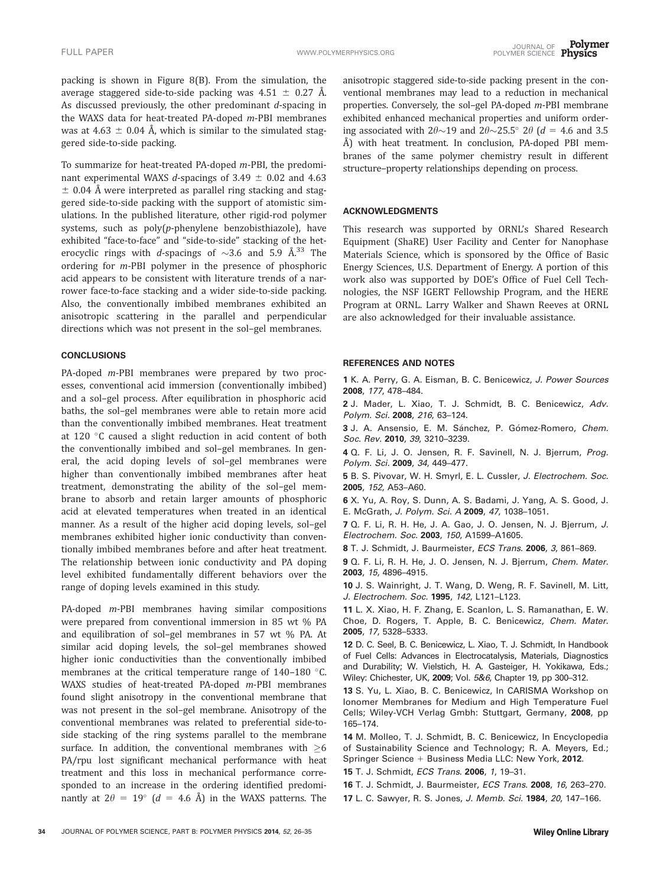packing is shown in Figure 8(B). From the simulation, the average staggered side-to-side packing was 4.51 ± 0.27 Å. As discussed previously, the other predominant *d*-spacing in the WAXS data for heat-treated PA-doped *m*-PBI membranes was at 4.63 ± 0.04 Å, which is similar to the simulated staggered side-to-side packing.

To summarize for heat-treated PA-doped *m*-PBI, the predominant experimental WAXS *d*-spacings of 3.49 ± 0.02 and 4.63 ± 0.04 Å were interpreted as parallel ring stacking and staggered side-to-side packing with the support of atomistic simulations. In the published literature, other rigid-rod polymer systems, such as poly(*p*-phenylene benzobisthiazole), have exhibited "face-to-face" and "side-to-side" stacking of the heterocyclic rings with *d*-spacings of ~3.6 and 5.9 Å.[33] The ordering for *m*-PBI polymer in the presence of phosphoric acid appears to be consistent with literature trends of a narrower face-to-face stacking and a wider side-to-side packing. Also, the conventionally imbibed membranes exhibited an anisotropic scattering in the parallel and perpendicular directions which was not present in the sol–gel membranes.

## CONCLUSIONS

PA-doped *m*-PBI membranes were prepared by two processes, conventional acid immersion (conventionally imbibed) and a sol–gel process. After equilibration in phosphoric acid baths, the sol–gel membranes were able to retain more acid than the conventionally imbibed membranes. Heat treatment at 120 °C caused a slight reduction in acid content of both the conventionally imbibed and sol–gel membranes. In general, the acid doping levels of sol–gel membranes were higher than conventionally imbibed membranes after heat treatment, demonstrating the ability of the sol–gel membrane to absorb and retain larger amounts of phosphoric acid at elevated temperatures when treated in an identical manner. As a result of the higher acid doping levels, sol–gel membranes exhibited higher ionic conductivity than conventionally imbibed membranes before and after heat treatment. The relationship between ionic conductivity and PA doping level exhibited fundamentally different behaviors over the range of doping levels examined in this study.

PA-doped *m*-PBI membranes having similar compositions were prepared from conventional immersion in 85 wt % PA and equilibration of sol–gel membranes in 57 wt % PA. At similar acid doping levels, the sol–gel membranes showed higher ionic conductivities than the conventionally imbibed membranes at the critical temperature range of 140–180 °C. WAXS studies of heat-treated PA-doped *m*-PBI membranes found slight anisotropy in the conventional membrane that was not present in the sol–gel membrane. Anisotropy of the conventional membranes was related to preferential side-to-side stacking of the ring systems parallel to the membrane surface. In addition, the conventional membranes with ≥6 PA/rpu lost significant mechanical performance with heat treatment and this loss in mechanical performance corresponded to an increase in the ordering identified predominantly at $2\theta = 19°$ ($d = 4.6$ Å) in the WAXS patterns. The anisotropic staggered side-to-side packing present in the conventional membranes may lead to a reduction in mechanical properties. Conversely, the sol–gel PA-doped *m*-PBI membrane exhibited enhanced mechanical properties and uniform ordering associated with $2\theta \sim 19$ and $2\theta \sim 25.5° \ 2\theta$ ($d = 4.6$ and 3.5 Å) with heat treatment. In conclusion, PA-doped PBI membranes of the same polymer chemistry result in different structure–property relationships depending on process.

## ACKNOWLEDGMENTS

This research was supported by ORNL's Shared Research Equipment (ShaRE) User Facility and Center for Nanophase Materials Science, which is sponsored by the Office of Basic Energy Sciences, U.S. Department of Energy. A portion of this work also was supported by DOE's Office of Fuel Cell Technologies, the NSF IGERT Fellowship Program, and the HERE Program at ORNL. Larry Walker and Shawn Reeves at ORNL are also acknowledged for their invaluable assistance.

## REFERENCES AND NOTES

1 K. A. Perry, G. A. Eisman, B. C. Benicewicz, *J. Power Sources* **2008**, *177*, 478–484.

2 J. Mader, L. Xiao, T. J. Schmidt, B. C. Benicewicz, *Adv. Polym. Sci.* **2008**, *216*, 63–124.

3 J. A. Ansensio, E. M. Sánchez, P. Gómez-Romero, *Chem. Soc. Rev.* **2010**, *39*, 3210–3239.

4 Q. F. Li, J. O. Jensen, R. F. Savinell, N. J. Bjerrum, *Prog. Polym. Sci.* **2009**, *34*, 449–477.

5 B. S. Pivovar, W. H. Smyrl, E. L. Cussler, *J. Electrochem. Soc.* **2005**, *152*, A53–A60.

6 X. Yu, A. Roy, S. Dunn, A. S. Badami, J. Yang, A. S. Good, J. E. McGrath, *J. Polym. Sci. A* **2009**, *47*, 1038–1051.

7 Q. F. Li, R. H. He, J. A. Gao, J. O. Jensen, N. J. Bjerrum, *J. Electrochem. Soc.* **2003**, *150*, A1599–A1605.

8 T. J. Schmidt, J. Baurmeister, *ECS Trans.* **2006**, *3*, 861–869.

9 Q. F. Li, R. H. He, J. O. Jensen, N. J. Bjerrum, *Chem. Mater.* **2003**, *15*, 4896–4915.

10 J. S. Wainright, J. T. Wang, D. Weng, R. F. Savinell, M. Litt, *J. Electrochem. Soc.* **1995**, *142*, L121–L123.

11 L. X. Xiao, H. F. Zhang, E. Scanlon, L. S. Ramanathan, E. W. Choe, D. Rogers, T. Apple, B. C. Benicewicz, *Chem. Mater.* **2005**, *17*, 5328–5333.

12 D. C. Seel, B. C. Benicewicz, L. Xiao, T. J. Schmidt, In Handbook of Fuel Cells: Advances in Electrocatalysis, Materials, Diagnostics and Durability; W. Vielstich, H. A. Gasteiger, H. Yokikawa, Eds.; Wiley: Chichester, UK, **2009**; Vol. *5&6*, Chapter 19, pp 300–312.

13 S. Yu, L. Xiao, B. C. Benicewicz, In CARISMA Workshop on Ionomer Membranes for Medium and High Temperature Fuel Cells; Wiley-VCH Verlag Gmbh: Stuttgart, Germany, **2008**, pp 165–174.

14 M. Molleo, T. J. Schmidt, B. C. Benicewicz, In Encyclopedia of Sustainability Science and Technology; R. A. Meyers, Ed.; Springer Science + Business Media LLC: New York, **2012**.

15 T. J. Schmidt, *ECS Trans.* **2006**, *1*, 19–31.

16 T. J. Schmidt, J. Baurmeister, *ECS Trans.* **2008**, *16*, 263–270.

17 L. C. Sawyer, R. S. Jones, *J. Memb. Sci.* **1984**, *20*, 147–166.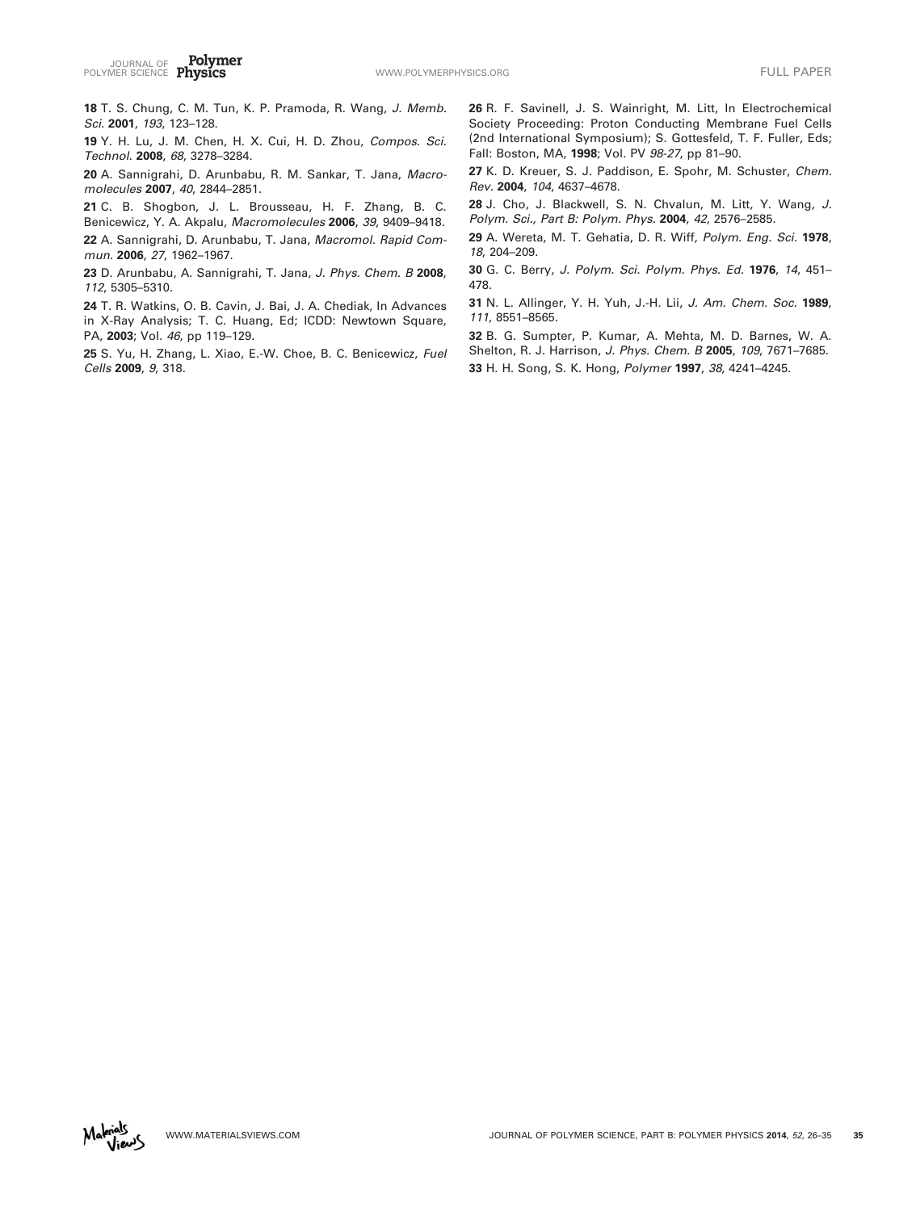18 T. S. Chung, C. M. Tun, K. P. Pramoda, R. Wang, *J. Memb. Sci.* **2001**, *193*, 123–128.

19 Y. H. Lu, J. M. Chen, H. X. Cui, H. D. Zhou, *Compos. Sci. Technol.* **2008**, *68*, 3278–3284.

20 A. Sannigrahi, D. Arunbabu, R. M. Sankar, T. Jana, *Macromolecules* **2007**, *40*, 2844–2851.

21 C. B. Shogbon, J. L. Brousseau, H. F. Zhang, B. C. Benicewicz, Y. A. Akpalu, *Macromolecules* **2006**, *39*, 9409–9418.

22 A. Sannigrahi, D. Arunbabu, T. Jana, *Macromol. Rapid Commun.* **2006**, *27*, 1962–1967.

23 D. Arunbabu, A. Sannigrahi, T. Jana, *J. Phys. Chem. B* **2008**, *112*, 5305–5310.

24 T. R. Watkins, O. B. Cavin, J. Bai, J. A. Chediak, In Advances in X-Ray Analysis; T. C. Huang, Ed; ICDD: Newtown Square, PA, **2003**; Vol. *46*, pp 119–129.

25 S. Yu, H. Zhang, L. Xiao, E.-W. Choe, B. C. Benicewicz, *Fuel Cells* **2009**, *9*, 318.

26 R. F. Savinell, J. S. Wainright, M. Litt, In Electrochemical Society Proceeding: Proton Conducting Membrane Fuel Cells (2nd International Symposium); S. Gottesfeld, T. F. Fuller, Eds; Fall: Boston, MA, **1998**; Vol. PV *98-27*, pp 81–90.

27 K. D. Kreuer, S. J. Paddison, E. Spohr, M. Schuster, *Chem. Rev.* **2004**, *104*, 4637–4678.

28 J. Cho, J. Blackwell, S. N. Chvalun, M. Litt, Y. Wang, *J. Polym. Sci., Part B: Polym. Phys.* **2004**, *42*, 2576–2585.

29 A. Wereta, M. T. Gehatia, D. R. Wiff, *Polym. Eng. Sci.* **1978**, *18*, 204–209.

30 G. C. Berry, *J. Polym. Sci. Polym. Phys. Ed.* **1976**, *14*, 451–478.

31 N. L. Allinger, Y. H. Yuh, J.-H. Lii, *J. Am. Chem. Soc.* **1989**, *111*, 8551–8565.

32 B. G. Sumpter, P. Kumar, A. Mehta, M. D. Barnes, W. A. Shelton, R. J. Harrison, *J. Phys. Chem. B* **2005**, *109*, 7671–7685.

33 H. H. Song, S. K. Hong, *Polymer* **1997**, *38*, 4241–4245.